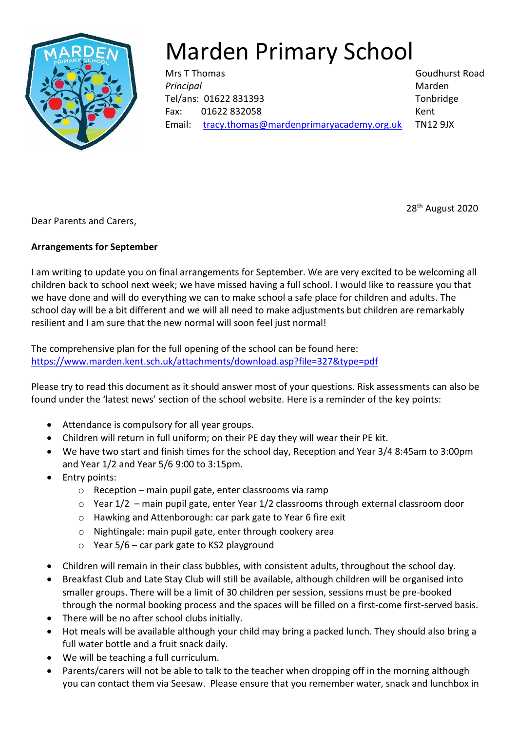# Marden Primary School

Mrs T Thomas
*Principal*
Tel/ans: 01622 831393
Fax: 01622 832058
Email: tracy.thomas@mardenprimaryacademy.org.uk

Goudhurst Road
Marden
Tonbridge
Kent
TN12 9JX

28th August 2020

Dear Parents and Carers,

**Arrangements for September**

I am writing to update you on final arrangements for September. We are very excited to be welcoming all children back to school next week; we have missed having a full school. I would like to reassure you that we have done and will do everything we can to make school a safe place for children and adults. The school day will be a bit different and we will all need to make adjustments but children are remarkably resilient and I am sure that the new normal will soon feel just normal!

The comprehensive plan for the full opening of the school can be found here:
https://www.marden.kent.sch.uk/attachments/download.asp?file=327&type=pdf

Please try to read this document as it should answer most of your questions. Risk assessments can also be found under the 'latest news' section of the school website. Here is a reminder of the key points:

- Attendance is compulsory for all year groups.
- Children will return in full uniform; on their PE day they will wear their PE kit.
- We have two start and finish times for the school day, Reception and Year 3/4 8:45am to 3:00pm and Year 1/2 and Year 5/6 9:00 to 3:15pm.
- Entry points:
  - Reception – main pupil gate, enter classrooms via ramp
  - Year 1/2 – main pupil gate, enter Year 1/2 classrooms through external classroom door
  - Hawking and Attenborough: car park gate to Year 6 fire exit
  - Nightingale: main pupil gate, enter through cookery area
  - Year 5/6 – car park gate to KS2 playground
- Children will remain in their class bubbles, with consistent adults, throughout the school day.
- Breakfast Club and Late Stay Club will still be available, although children will be organised into smaller groups. There will be a limit of 30 children per session, sessions must be pre-booked through the normal booking process and the spaces will be filled on a first-come first-served basis.
- There will be no after school clubs initially.
- Hot meals will be available although your child may bring a packed lunch. They should also bring a full water bottle and a fruit snack daily.
- We will be teaching a full curriculum.
- Parents/carers will not be able to talk to the teacher when dropping off in the morning although you can contact them via Seesaw. Please ensure that you remember water, snack and lunchbox in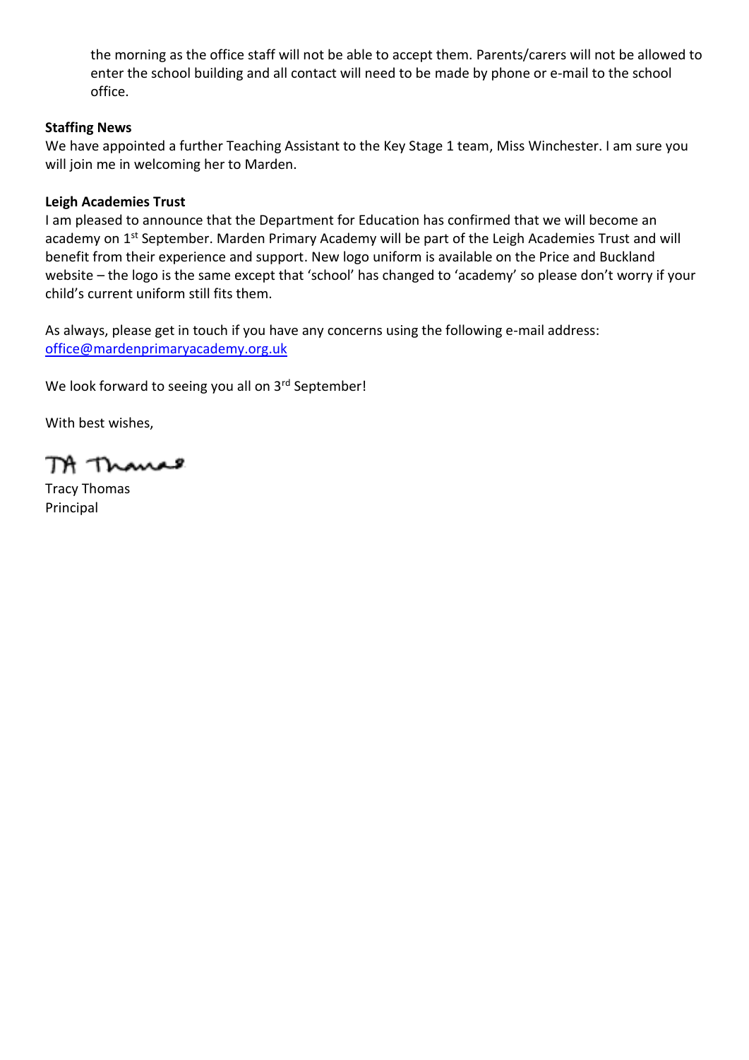the morning as the office staff will not be able to accept them. Parents/carers will not be allowed to enter the school building and all contact will need to be made by phone or e-mail to the school office.

**Staffing News**

We have appointed a further Teaching Assistant to the Key Stage 1 team, Miss Winchester. I am sure you will join me in welcoming her to Marden.

**Leigh Academies Trust**

I am pleased to announce that the Department for Education has confirmed that we will become an academy on 1st September. Marden Primary Academy will be part of the Leigh Academies Trust and will benefit from their experience and support. New logo uniform is available on the Price and Buckland website – the logo is the same except that 'school' has changed to 'academy' so please don't worry if your child's current uniform still fits them.

As always, please get in touch if you have any concerns using the following e-mail address: office@mardenprimaryacademy.org.uk

We look forward to seeing you all on 3rd September!

With best wishes,

TA Thomas

Tracy Thomas
Principal